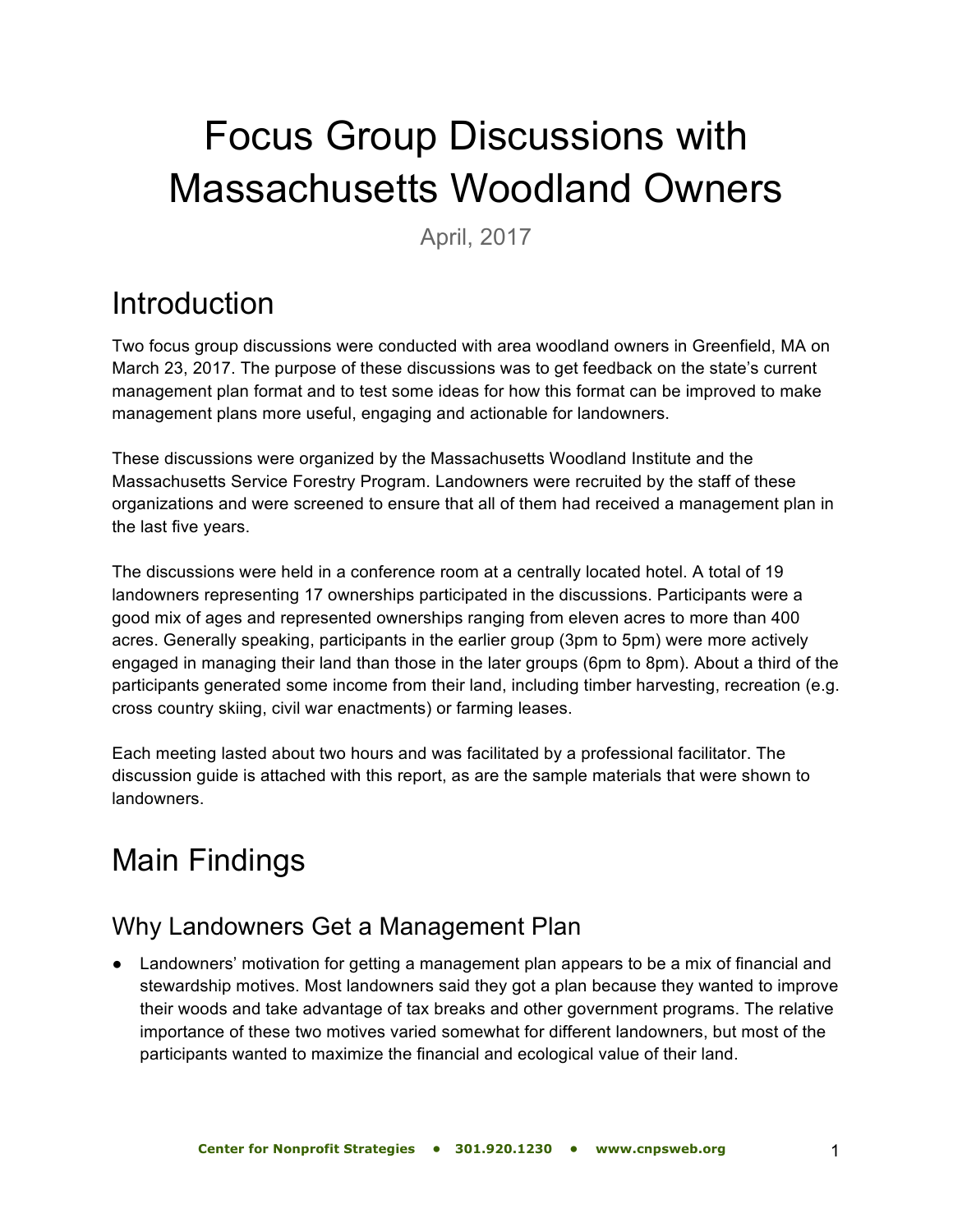# Focus Group Discussions with Massachusetts Woodland Owners

April, 2017

## Introduction

Two focus group discussions were conducted with area woodland owners in Greenfield, MA on March 23, 2017. The purpose of these discussions was to get feedback on the state's current management plan format and to test some ideas for how this format can be improved to make management plans more useful, engaging and actionable for landowners.

These discussions were organized by the Massachusetts Woodland Institute and the Massachusetts Service Forestry Program. Landowners were recruited by the staff of these organizations and were screened to ensure that all of them had received a management plan in the last five years.

The discussions were held in a conference room at a centrally located hotel. A total of 19 landowners representing 17 ownerships participated in the discussions. Participants were a good mix of ages and represented ownerships ranging from eleven acres to more than 400 acres. Generally speaking, participants in the earlier group (3pm to 5pm) were more actively engaged in managing their land than those in the later groups (6pm to 8pm). About a third of the participants generated some income from their land, including timber harvesting, recreation (e.g. cross country skiing, civil war enactments) or farming leases.

Each meeting lasted about two hours and was facilitated by a professional facilitator. The discussion guide is attached with this report, as are the sample materials that were shown to landowners.

## Main Findings

### Why Landowners Get a Management Plan

- Landowners' motivation for getting a management plan appears to be a mix of financial and stewardship motives. Most landowners said they got a plan because they wanted to improve their woods and take advantage of tax breaks and other government programs. The relative importance of these two motives varied somewhat for different landowners, but most of the participants wanted to maximize the financial and ecological value of their land.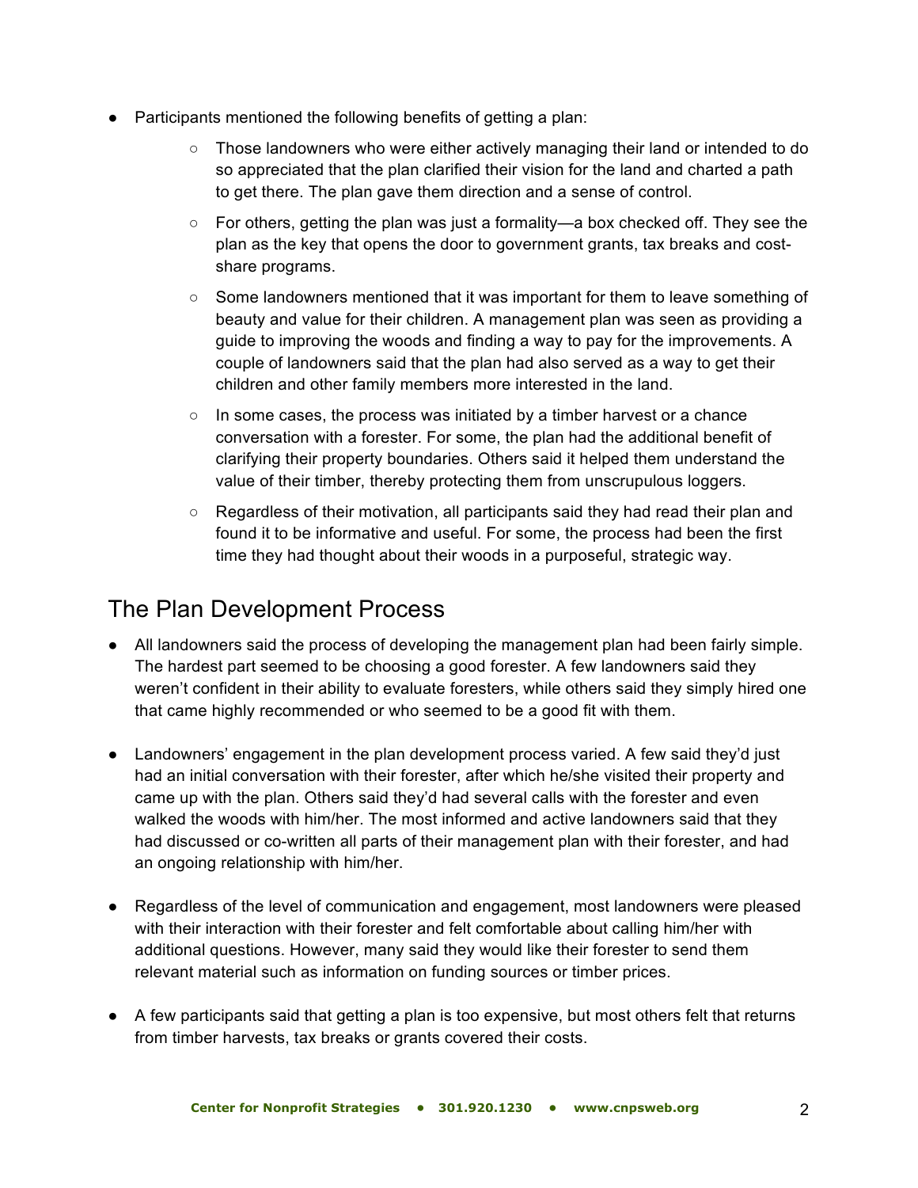- Participants mentioned the following benefits of getting a plan:
    - Those landowners who were either actively managing their land or intended to do so appreciated that the plan clarified their vision for the land and charted a path to get there. The plan gave them direction and a sense of control.
    - For others, getting the plan was just a formality—a box checked off. They see the plan as the key that opens the door to government grants, tax breaks and cost-share programs.
    - Some landowners mentioned that it was important for them to leave something of beauty and value for their children. A management plan was seen as providing a guide to improving the woods and finding a way to pay for the improvements. A couple of landowners said that the plan had also served as a way to get their children and other family members more interested in the land.
    - In some cases, the process was initiated by a timber harvest or a chance conversation with a forester. For some, the plan had the additional benefit of clarifying their property boundaries. Others said it helped them understand the value of their timber, thereby protecting them from unscrupulous loggers.
    - Regardless of their motivation, all participants said they had read their plan and found it to be informative and useful. For some, the process had been the first time they had thought about their woods in a purposeful, strategic way.

## The Plan Development Process

- All landowners said the process of developing the management plan had been fairly simple. The hardest part seemed to be choosing a good forester. A few landowners said they weren't confident in their ability to evaluate foresters, while others said they simply hired one that came highly recommended or who seemed to be a good fit with them.

- Landowners' engagement in the plan development process varied. A few said they'd just had an initial conversation with their forester, after which he/she visited their property and came up with the plan. Others said they'd had several calls with the forester and even walked the woods with him/her. The most informed and active landowners said that they had discussed or co-written all parts of their management plan with their forester, and had an ongoing relationship with him/her.

- Regardless of the level of communication and engagement, most landowners were pleased with their interaction with their forester and felt comfortable about calling him/her with additional questions. However, many said they would like their forester to send them relevant material such as information on funding sources or timber prices.

- A few participants said that getting a plan is too expensive, but most others felt that returns from timber harvests, tax breaks or grants covered their costs.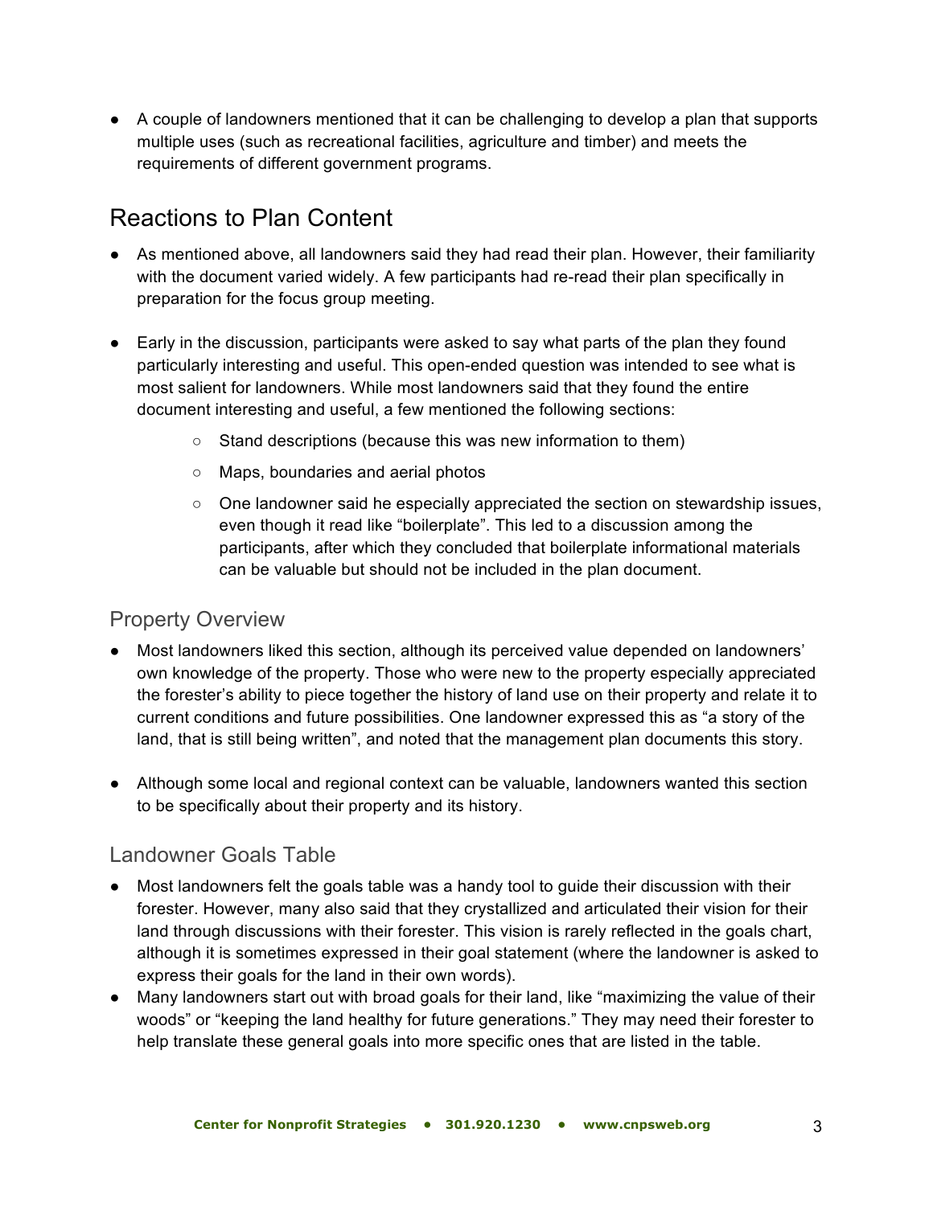- A couple of landowners mentioned that it can be challenging to develop a plan that supports multiple uses (such as recreational facilities, agriculture and timber) and meets the requirements of different government programs.

## Reactions to Plan Content

- As mentioned above, all landowners said they had read their plan. However, their familiarity with the document varied widely. A few participants had re-read their plan specifically in preparation for the focus group meeting.

- Early in the discussion, participants were asked to say what parts of the plan they found particularly interesting and useful. This open-ended question was intended to see what is most salient for landowners. While most landowners said that they found the entire document interesting and useful, a few mentioned the following sections:
  - Stand descriptions (because this was new information to them)
  - Maps, boundaries and aerial photos
  - One landowner said he especially appreciated the section on stewardship issues, even though it read like "boilerplate". This led to a discussion among the participants, after which they concluded that boilerplate informational materials can be valuable but should not be included in the plan document.

### Property Overview

- Most landowners liked this section, although its perceived value depended on landowners' own knowledge of the property. Those who were new to the property especially appreciated the forester's ability to piece together the history of land use on their property and relate it to current conditions and future possibilities. One landowner expressed this as "a story of the land, that is still being written", and noted that the management plan documents this story.

- Although some local and regional context can be valuable, landowners wanted this section to be specifically about their property and its history.

### Landowner Goals Table

- Most landowners felt the goals table was a handy tool to guide their discussion with their forester. However, many also said that they crystallized and articulated their vision for their land through discussions with their forester. This vision is rarely reflected in the goals chart, although it is sometimes expressed in their goal statement (where the landowner is asked to express their goals for the land in their own words).
- Many landowners start out with broad goals for their land, like "maximizing the value of their woods" or "keeping the land healthy for future generations." They may need their forester to help translate these general goals into more specific ones that are listed in the table.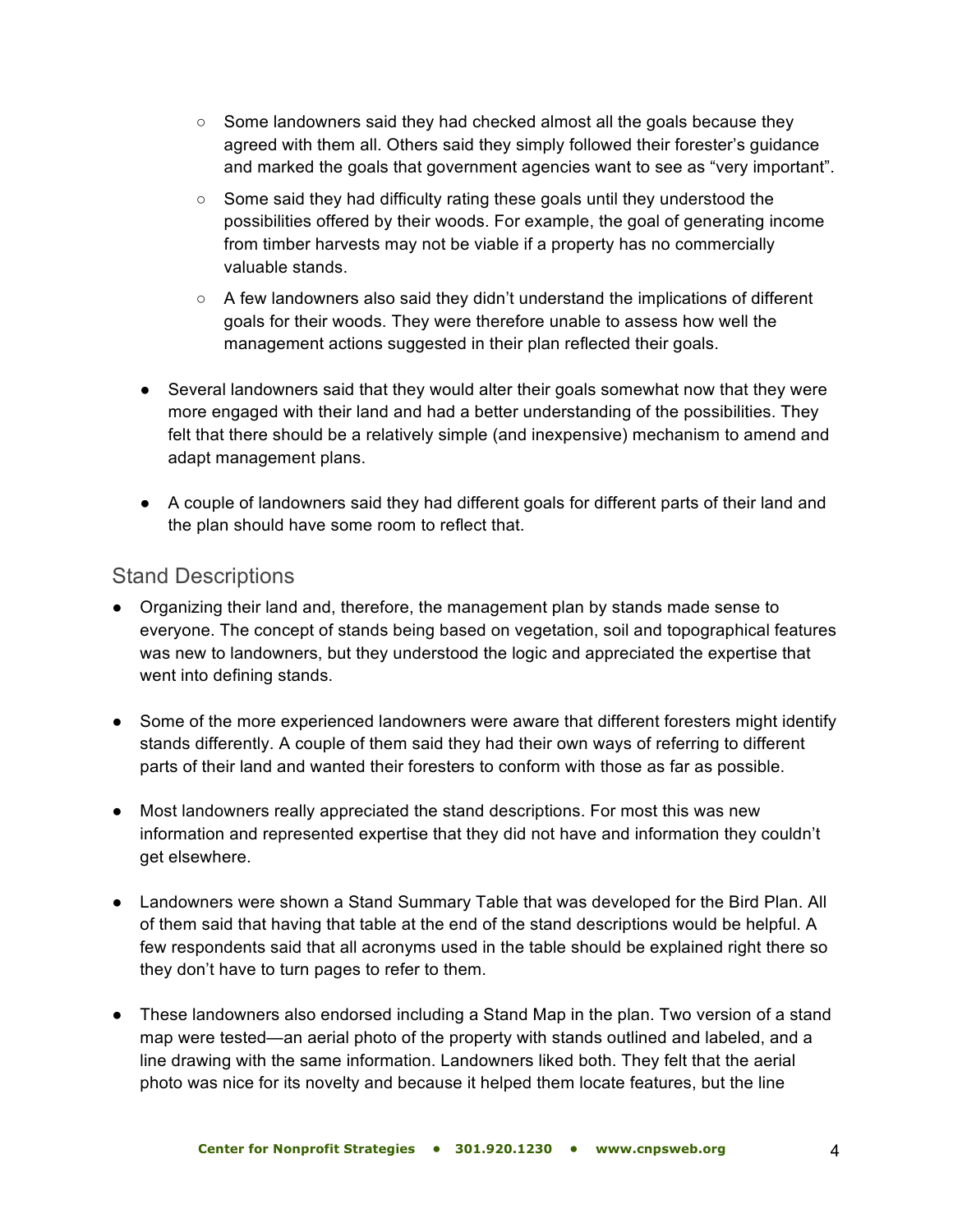- Some landowners said they had checked almost all the goals because they agreed with them all. Others said they simply followed their forester's guidance and marked the goals that government agencies want to see as "very important".
  - Some said they had difficulty rating these goals until they understood the possibilities offered by their woods. For example, the goal of generating income from timber harvests may not be viable if a property has no commercially valuable stands.
  - A few landowners also said they didn't understand the implications of different goals for their woods. They were therefore unable to assess how well the management actions suggested in their plan reflected their goals.
- Several landowners said that they would alter their goals somewhat now that they were more engaged with their land and had a better understanding of the possibilities. They felt that there should be a relatively simple (and inexpensive) mechanism to amend and adapt management plans.
- A couple of landowners said they had different goals for different parts of their land and the plan should have some room to reflect that.

## Stand Descriptions

- Organizing their land and, therefore, the management plan by stands made sense to everyone. The concept of stands being based on vegetation, soil and topographical features was new to landowners, but they understood the logic and appreciated the expertise that went into defining stands.
- Some of the more experienced landowners were aware that different foresters might identify stands differently. A couple of them said they had their own ways of referring to different parts of their land and wanted their foresters to conform with those as far as possible.
- Most landowners really appreciated the stand descriptions. For most this was new information and represented expertise that they did not have and information they couldn't get elsewhere.
- Landowners were shown a Stand Summary Table that was developed for the Bird Plan. All of them said that having that table at the end of the stand descriptions would be helpful. A few respondents said that all acronyms used in the table should be explained right there so they don't have to turn pages to refer to them.
- These landowners also endorsed including a Stand Map in the plan. Two version of a stand map were tested—an aerial photo of the property with stands outlined and labeled, and a line drawing with the same information. Landowners liked both. They felt that the aerial photo was nice for its novelty and because it helped them locate features, but the line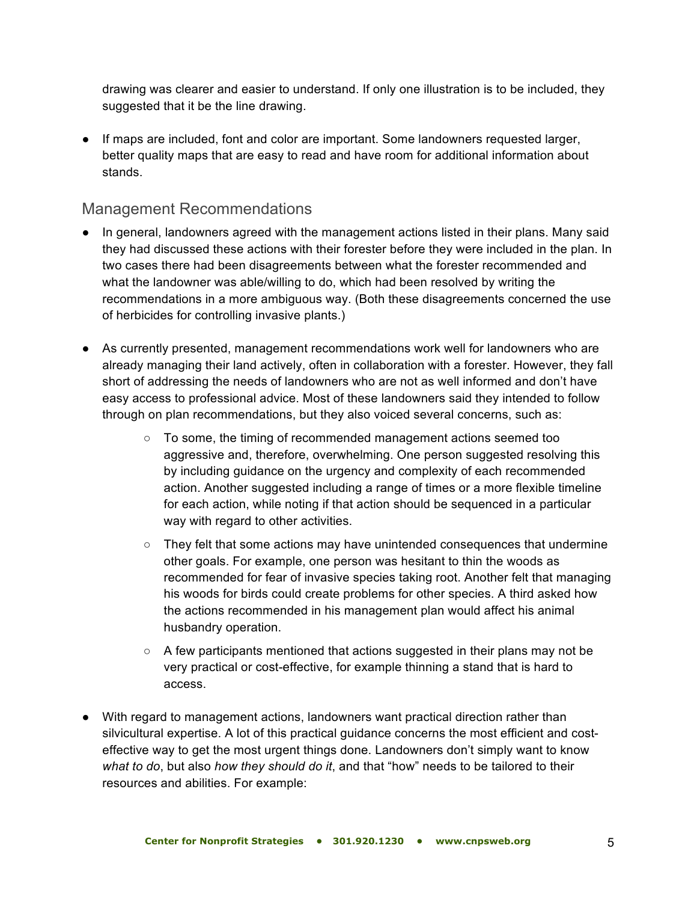drawing was clearer and easier to understand. If only one illustration is to be included, they suggested that it be the line drawing.

- If maps are included, font and color are important. Some landowners requested larger, better quality maps that are easy to read and have room for additional information about stands.

## Management Recommendations

- In general, landowners agreed with the management actions listed in their plans. Many said they had discussed these actions with their forester before they were included in the plan. In two cases there had been disagreements between what the forester recommended and what the landowner was able/willing to do, which had been resolved by writing the recommendations in a more ambiguous way. (Both these disagreements concerned the use of herbicides for controlling invasive plants.)

- As currently presented, management recommendations work well for landowners who are already managing their land actively, often in collaboration with a forester. However, they fall short of addressing the needs of landowners who are not as well informed and don't have easy access to professional advice. Most of these landowners said they intended to follow through on plan recommendations, but they also voiced several concerns, such as:
  - To some, the timing of recommended management actions seemed too aggressive and, therefore, overwhelming. One person suggested resolving this by including guidance on the urgency and complexity of each recommended action. Another suggested including a range of times or a more flexible timeline for each action, while noting if that action should be sequenced in a particular way with regard to other activities.
  - They felt that some actions may have unintended consequences that undermine other goals. For example, one person was hesitant to thin the woods as recommended for fear of invasive species taking root. Another felt that managing his woods for birds could create problems for other species. A third asked how the actions recommended in his management plan would affect his animal husbandry operation.
  - A few participants mentioned that actions suggested in their plans may not be very practical or cost-effective, for example thinning a stand that is hard to access.

- With regard to management actions, landowners want practical direction rather than silvicultural expertise. A lot of this practical guidance concerns the most efficient and cost-effective way to get the most urgent things done. Landowners don't simply want to know *what to do*, but also *how they should do it*, and that "how" needs to be tailored to their resources and abilities. For example: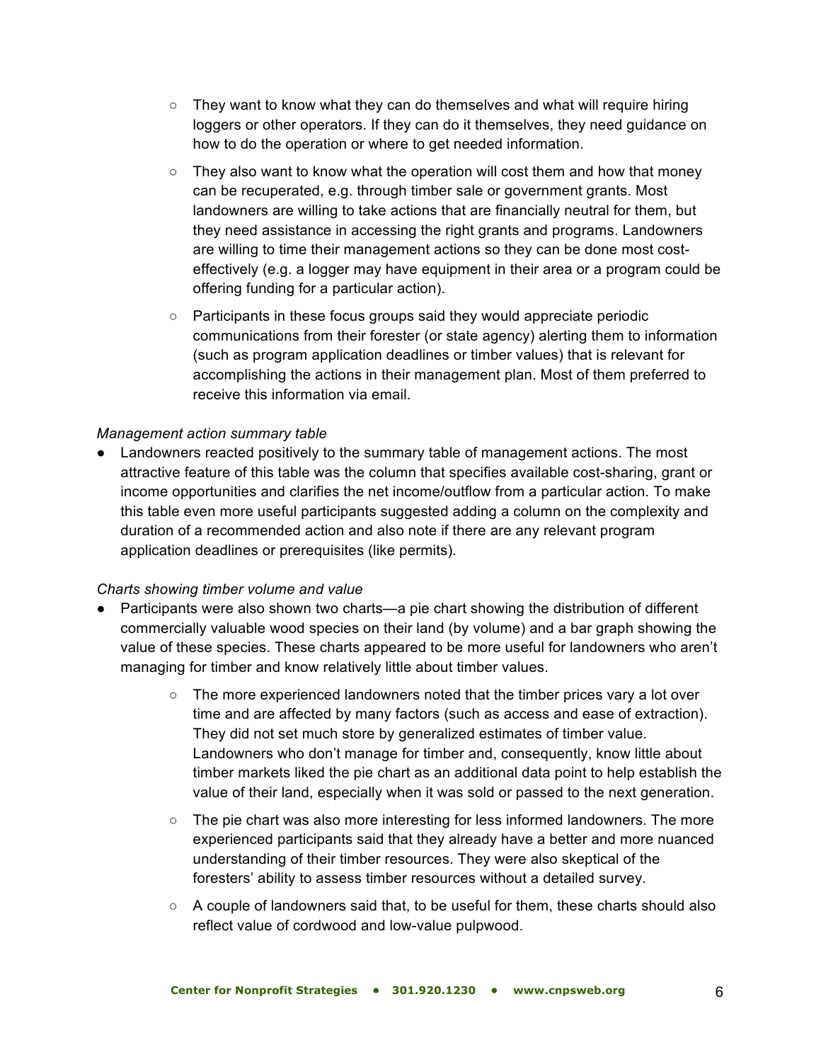- They want to know what they can do themselves and what will require hiring loggers or other operators. If they can do it themselves, they need guidance on how to do the operation or where to get needed information.
  - They also want to know what the operation will cost them and how that money can be recuperated, e.g. through timber sale or government grants. Most landowners are willing to take actions that are financially neutral for them, but they need assistance in accessing the right grants and programs. Landowners are willing to time their management actions so they can be done most cost-effectively (e.g. a logger may have equipment in their area or a program could be offering funding for a particular action).
  - Participants in these focus groups said they would appreciate periodic communications from their forester (or state agency) alerting them to information (such as program application deadlines or timber values) that is relevant for accomplishing the actions in their management plan. Most of them preferred to receive this information via email.

*Management action summary table*

- Landowners reacted positively to the summary table of management actions. The most attractive feature of this table was the column that specifies available cost-sharing, grant or income opportunities and clarifies the net income/outflow from a particular action. To make this table even more useful participants suggested adding a column on the complexity and duration of a recommended action and also note if there are any relevant program application deadlines or prerequisites (like permits).

*Charts showing timber volume and value*

- Participants were also shown two charts—a pie chart showing the distribution of different commercially valuable wood species on their land (by volume) and a bar graph showing the value of these species. These charts appeared to be more useful for landowners who aren't managing for timber and know relatively little about timber values.
  - The more experienced landowners noted that the timber prices vary a lot over time and are affected by many factors (such as access and ease of extraction). They did not set much store by generalized estimates of timber value. Landowners who don't manage for timber and, consequently, know little about timber markets liked the pie chart as an additional data point to help establish the value of their land, especially when it was sold or passed to the next generation.
  - The pie chart was also more interesting for less informed landowners. The more experienced participants said that they already have a better and more nuanced understanding of their timber resources. They were also skeptical of the foresters' ability to assess timber resources without a detailed survey.
  - A couple of landowners said that, to be useful for them, these charts should also reflect value of cordwood and low-value pulpwood.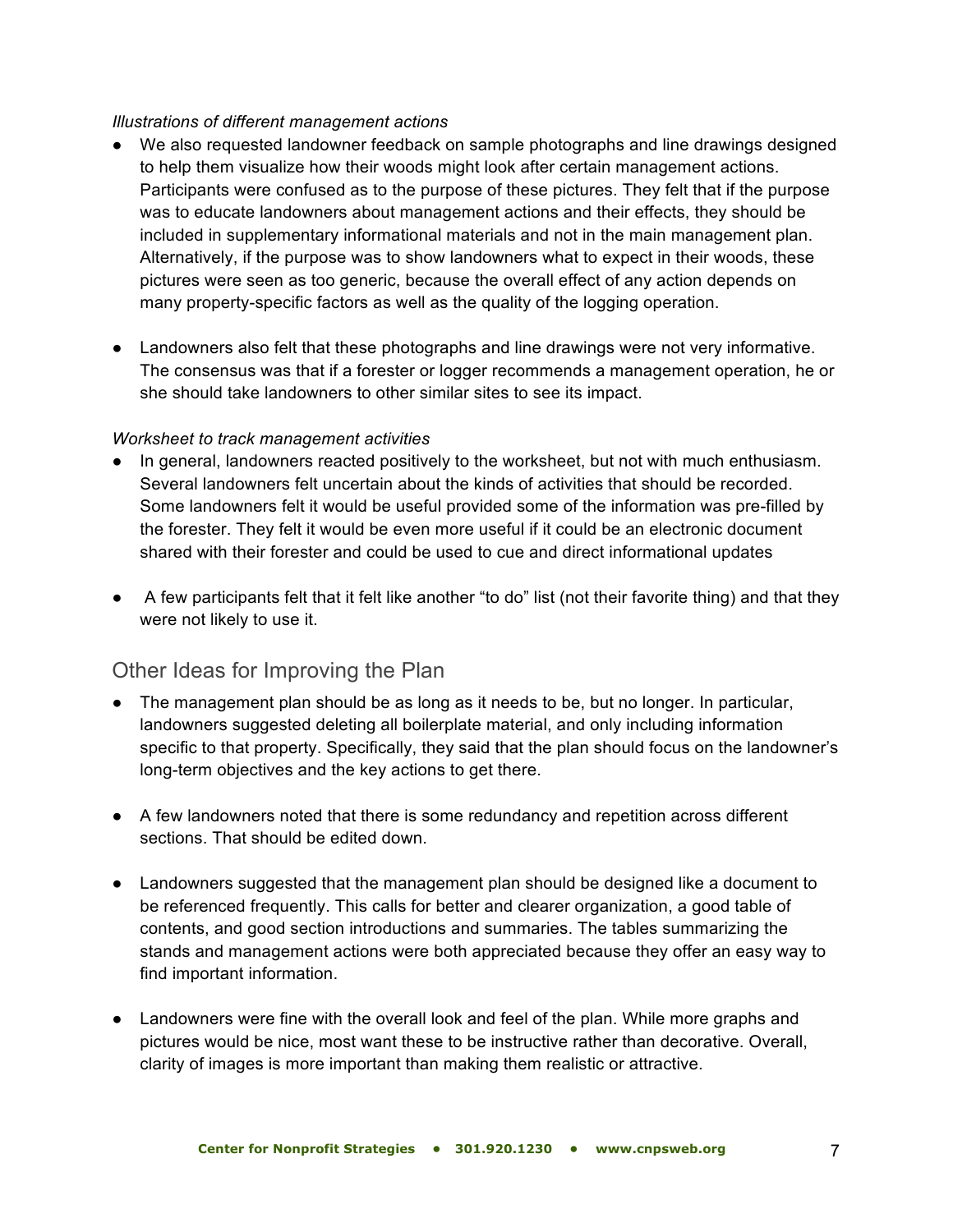*Illustrations of different management actions*

- We also requested landowner feedback on sample photographs and line drawings designed to help them visualize how their woods might look after certain management actions. Participants were confused as to the purpose of these pictures. They felt that if the purpose was to educate landowners about management actions and their effects, they should be included in supplementary informational materials and not in the main management plan. Alternatively, if the purpose was to show landowners what to expect in their woods, these pictures were seen as too generic, because the overall effect of any action depends on many property-specific factors as well as the quality of the logging operation.

- Landowners also felt that these photographs and line drawings were not very informative. The consensus was that if a forester or logger recommends a management operation, he or she should take landowners to other similar sites to see its impact.

*Worksheet to track management activities*

- In general, landowners reacted positively to the worksheet, but not with much enthusiasm. Several landowners felt uncertain about the kinds of activities that should be recorded. Some landowners felt it would be useful provided some of the information was pre-filled by the forester. They felt it would be even more useful if it could be an electronic document shared with their forester and could be used to cue and direct informational updates

- A few participants felt that it felt like another "to do" list (not their favorite thing) and that they were not likely to use it.

## Other Ideas for Improving the Plan

- The management plan should be as long as it needs to be, but no longer. In particular, landowners suggested deleting all boilerplate material, and only including information specific to that property. Specifically, they said that the plan should focus on the landowner's long-term objectives and the key actions to get there.

- A few landowners noted that there is some redundancy and repetition across different sections. That should be edited down.

- Landowners suggested that the management plan should be designed like a document to be referenced frequently. This calls for better and clearer organization, a good table of contents, and good section introductions and summaries. The tables summarizing the stands and management actions were both appreciated because they offer an easy way to find important information.

- Landowners were fine with the overall look and feel of the plan. While more graphs and pictures would be nice, most want these to be instructive rather than decorative. Overall, clarity of images is more important than making them realistic or attractive.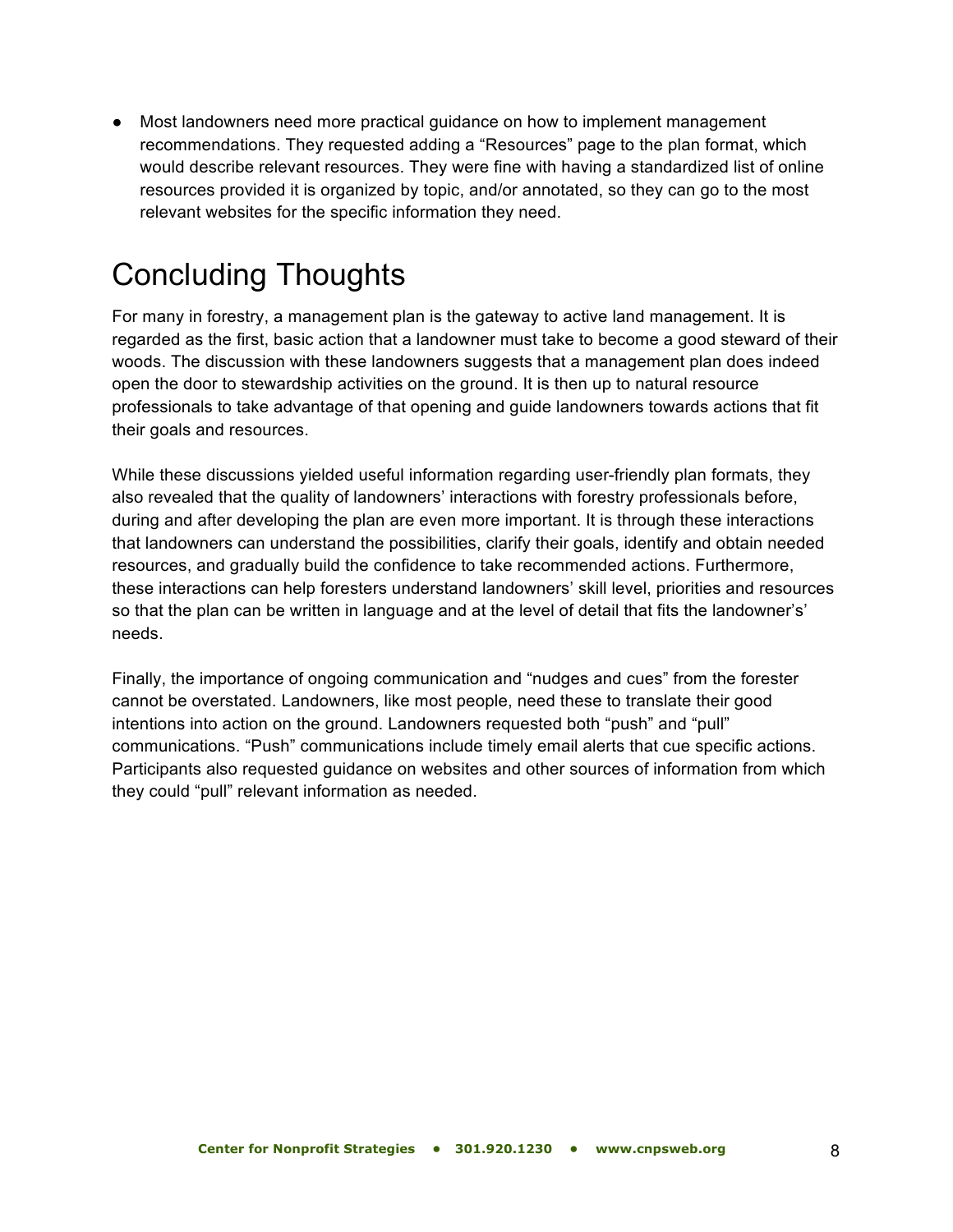- Most landowners need more practical guidance on how to implement management recommendations. They requested adding a "Resources" page to the plan format, which would describe relevant resources. They were fine with having a standardized list of online resources provided it is organized by topic, and/or annotated, so they can go to the most relevant websites for the specific information they need.

## Concluding Thoughts

For many in forestry, a management plan is the gateway to active land management. It is regarded as the first, basic action that a landowner must take to become a good steward of their woods. The discussion with these landowners suggests that a management plan does indeed open the door to stewardship activities on the ground. It is then up to natural resource professionals to take advantage of that opening and guide landowners towards actions that fit their goals and resources.

While these discussions yielded useful information regarding user-friendly plan formats, they also revealed that the quality of landowners' interactions with forestry professionals before, during and after developing the plan are even more important. It is through these interactions that landowners can understand the possibilities, clarify their goals, identify and obtain needed resources, and gradually build the confidence to take recommended actions. Furthermore, these interactions can help foresters understand landowners' skill level, priorities and resources so that the plan can be written in language and at the level of detail that fits the landowner's' needs.

Finally, the importance of ongoing communication and "nudges and cues" from the forester cannot be overstated. Landowners, like most people, need these to translate their good intentions into action on the ground. Landowners requested both "push" and "pull" communications. "Push" communications include timely email alerts that cue specific actions. Participants also requested guidance on websites and other sources of information from which they could "pull" relevant information as needed.